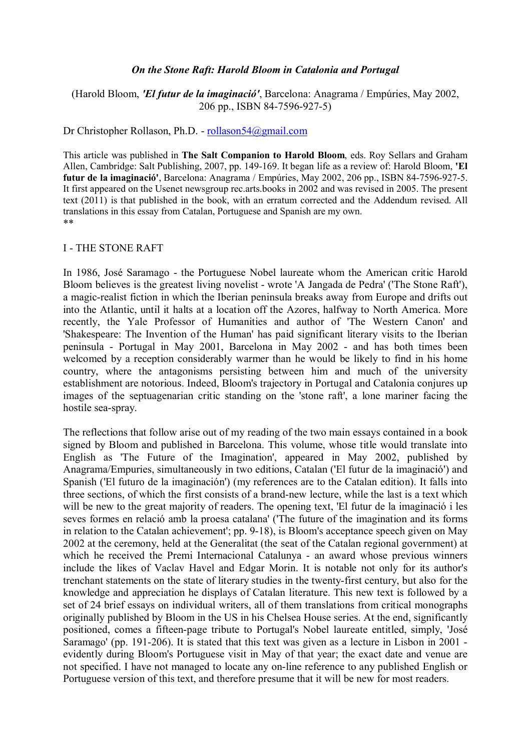***On the Stone Raft: Harold Bloom in Catalonia and Portugal***

(Harold Bloom, ***'El futur de la imaginació'***, Barcelona: Anagrama / Empúries, May 2002, 206 pp., ISBN 84-7596-927-5)

Dr Christopher Rollason, Ph.D. - rollason54@gmail.com

This article was published in **The Salt Companion to Harold Bloom**, eds. Roy Sellars and Graham Allen, Cambridge: Salt Publishing, 2007, pp. 149-169. It began life as a review of: Harold Bloom, **'El futur de la imaginació'**, Barcelona: Anagrama / Empúries, May 2002, 206 pp., ISBN 84-7596-927-5. It first appeared on the Usenet newsgroup rec.arts.books in 2002 and was revised in 2005. The present text (2011) is that published in the book, with an erratum corrected and the Addendum revised. All translations in this essay from Catalan, Portuguese and Spanish are my own.
**

I - THE STONE RAFT

In 1986, José Saramago - the Portuguese Nobel laureate whom the American critic Harold Bloom believes is the greatest living novelist - wrote 'A Jangada de Pedra' ('The Stone Raft'), a magic-realist fiction in which the Iberian peninsula breaks away from Europe and drifts out into the Atlantic, until it halts at a location off the Azores, halfway to North America. More recently, the Yale Professor of Humanities and author of 'The Western Canon' and 'Shakespeare: The Invention of the Human' has paid significant literary visits to the Iberian peninsula - Portugal in May 2001, Barcelona in May 2002 - and has both times been welcomed by a reception considerably warmer than he would be likely to find in his home country, where the antagonisms persisting between him and much of the university establishment are notorious. Indeed, Bloom's trajectory in Portugal and Catalonia conjures up images of the septuagenarian critic standing on the 'stone raft', a lone mariner facing the hostile sea-spray.

The reflections that follow arise out of my reading of the two main essays contained in a book signed by Bloom and published in Barcelona. This volume, whose title would translate into English as 'The Future of the Imagination', appeared in May 2002, published by Anagrama/Empuries, simultaneously in two editions, Catalan ('El futur de la imaginació') and Spanish ('El futuro de la imaginación') (my references are to the Catalan edition). It falls into three sections, of which the first consists of a brand-new lecture, while the last is a text which will be new to the great majority of readers. The opening text, 'El futur de la imaginació i les seves formes en relació amb la proesa catalana' ('The future of the imagination and its forms in relation to the Catalan achievement'; pp. 9-18), is Bloom's acceptance speech given on May 2002 at the ceremony, held at the Generalitat (the seat of the Catalan regional government) at which he received the Premi Internacional Catalunya - an award whose previous winners include the likes of Vaclav Havel and Edgar Morin. It is notable not only for its author's trenchant statements on the state of literary studies in the twenty-first century, but also for the knowledge and appreciation he displays of Catalan literature. This new text is followed by a set of 24 brief essays on individual writers, all of them translations from critical monographs originally published by Bloom in the US in his Chelsea House series. At the end, significantly positioned, comes a fifteen-page tribute to Portugal's Nobel laureate entitled, simply, 'José Saramago' (pp. 191-206). It is stated that this text was given as a lecture in Lisbon in 2001 - evidently during Bloom's Portuguese visit in May of that year; the exact date and venue are not specified. I have not managed to locate any on-line reference to any published English or Portuguese version of this text, and therefore presume that it will be new for most readers.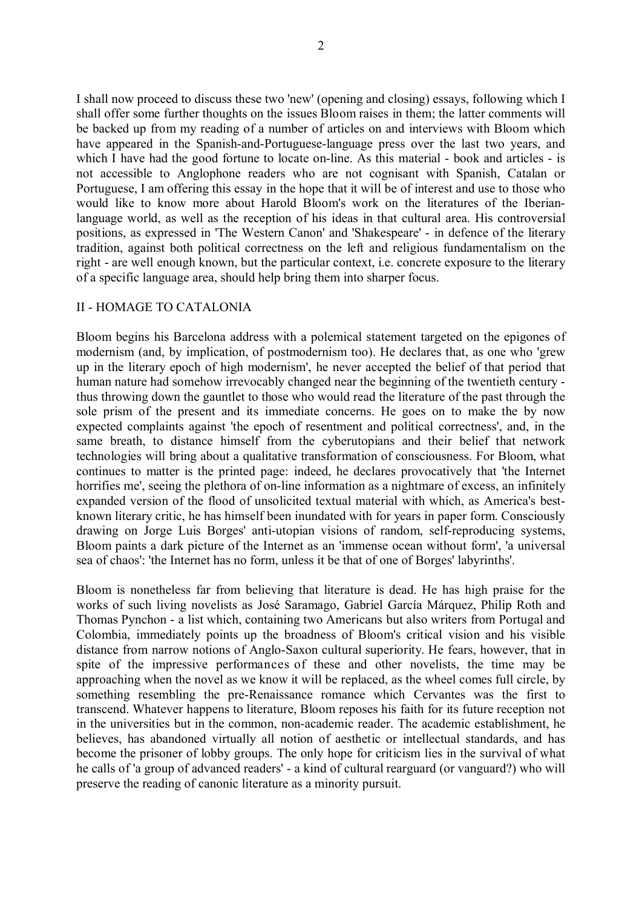I shall now proceed to discuss these two 'new' (opening and closing) essays, following which I shall offer some further thoughts on the issues Bloom raises in them; the latter comments will be backed up from my reading of a number of articles on and interviews with Bloom which have appeared in the Spanish-and-Portuguese-language press over the last two years, and which I have had the good fortune to locate on-line. As this material - book and articles - is not accessible to Anglophone readers who are not cognisant with Spanish, Catalan or Portuguese, I am offering this essay in the hope that it will be of interest and use to those who would like to know more about Harold Bloom's work on the literatures of the Iberian-language world, as well as the reception of his ideas in that cultural area. His controversial positions, as expressed in 'The Western Canon' and 'Shakespeare' - in defence of the literary tradition, against both political correctness on the left and religious fundamentalism on the right - are well enough known, but the particular context, i.e. concrete exposure to the literary of a specific language area, should help bring them into sharper focus.

## II - HOMAGE TO CATALONIA

Bloom begins his Barcelona address with a polemical statement targeted on the epigones of modernism (and, by implication, of postmodernism too). He declares that, as one who 'grew up in the literary epoch of high modernism', he never accepted the belief of that period that human nature had somehow irrevocably changed near the beginning of the twentieth century - thus throwing down the gauntlet to those who would read the literature of the past through the sole prism of the present and its immediate concerns. He goes on to make the by now expected complaints against 'the epoch of resentment and political correctness', and, in the same breath, to distance himself from the cyberutopians and their belief that network technologies will bring about a qualitative transformation of consciousness. For Bloom, what continues to matter is the printed page: indeed, he declares provocatively that 'the Internet horrifies me', seeing the plethora of on-line information as a nightmare of excess, an infinitely expanded version of the flood of unsolicited textual material with which, as America's best-known literary critic, he has himself been inundated with for years in paper form. Consciously drawing on Jorge Luis Borges' anti-utopian visions of random, self-reproducing systems, Bloom paints a dark picture of the Internet as an 'immense ocean without form', 'a universal sea of chaos': 'the Internet has no form, unless it be that of one of Borges' labyrinths'.

Bloom is nonetheless far from believing that literature is dead. He has high praise for the works of such living novelists as José Saramago, Gabriel García Márquez, Philip Roth and Thomas Pynchon - a list which, containing two Americans but also writers from Portugal and Colombia, immediately points up the broadness of Bloom's critical vision and his visible distance from narrow notions of Anglo-Saxon cultural superiority. He fears, however, that in spite of the impressive performances of these and other novelists, the time may be approaching when the novel as we know it will be replaced, as the wheel comes full circle, by something resembling the pre-Renaissance romance which Cervantes was the first to transcend. Whatever happens to literature, Bloom reposes his faith for its future reception not in the universities but in the common, non-academic reader. The academic establishment, he believes, has abandoned virtually all notion of aesthetic or intellectual standards, and has become the prisoner of lobby groups. The only hope for criticism lies in the survival of what he calls of 'a group of advanced readers' - a kind of cultural rearguard (or vanguard?) who will preserve the reading of canonic literature as a minority pursuit.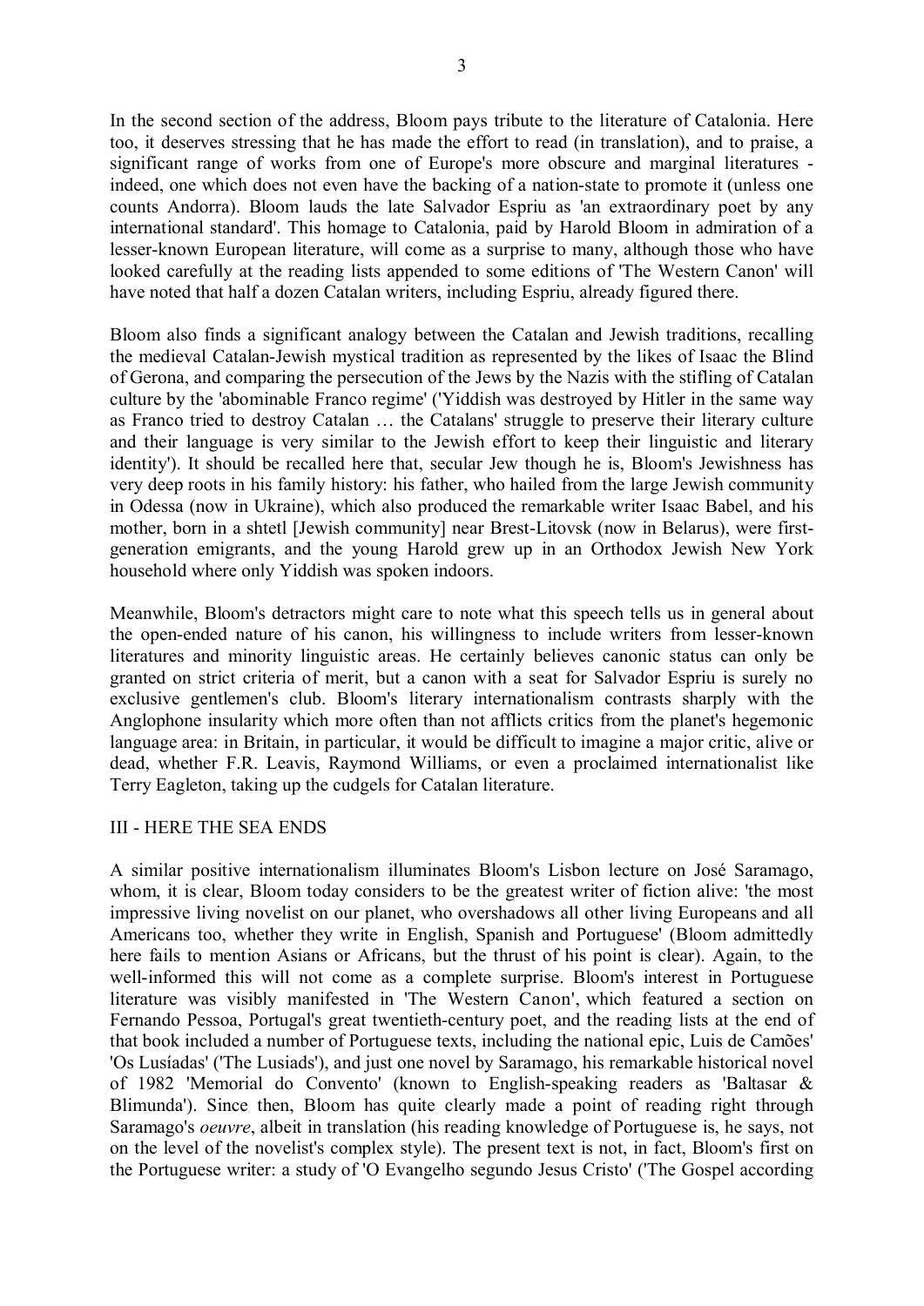In the second section of the address, Bloom pays tribute to the literature of Catalonia. Here too, it deserves stressing that he has made the effort to read (in translation), and to praise, a significant range of works from one of Europe's more obscure and marginal literatures - indeed, one which does not even have the backing of a nation-state to promote it (unless one counts Andorra). Bloom lauds the late Salvador Espriu as 'an extraordinary poet by any international standard'. This homage to Catalonia, paid by Harold Bloom in admiration of a lesser-known European literature, will come as a surprise to many, although those who have looked carefully at the reading lists appended to some editions of 'The Western Canon' will have noted that half a dozen Catalan writers, including Espriu, already figured there.

Bloom also finds a significant analogy between the Catalan and Jewish traditions, recalling the medieval Catalan-Jewish mystical tradition as represented by the likes of Isaac the Blind of Gerona, and comparing the persecution of the Jews by the Nazis with the stifling of Catalan culture by the 'abominable Franco regime' ('Yiddish was destroyed by Hitler in the same way as Franco tried to destroy Catalan … the Catalans' struggle to preserve their literary culture and their language is very similar to the Jewish effort to keep their linguistic and literary identity'). It should be recalled here that, secular Jew though he is, Bloom's Jewishness has very deep roots in his family history: his father, who hailed from the large Jewish community in Odessa (now in Ukraine), which also produced the remarkable writer Isaac Babel, and his mother, born in a shtetl [Jewish community] near Brest-Litovsk (now in Belarus), were first-generation emigrants, and the young Harold grew up in an Orthodox Jewish New York household where only Yiddish was spoken indoors.

Meanwhile, Bloom's detractors might care to note what this speech tells us in general about the open-ended nature of his canon, his willingness to include writers from lesser-known literatures and minority linguistic areas. He certainly believes canonic status can only be granted on strict criteria of merit, but a canon with a seat for Salvador Espriu is surely no exclusive gentlemen's club. Bloom's literary internationalism contrasts sharply with the Anglophone insularity which more often than not afflicts critics from the planet's hegemonic language area: in Britain, in particular, it would be difficult to imagine a major critic, alive or dead, whether F.R. Leavis, Raymond Williams, or even a proclaimed internationalist like Terry Eagleton, taking up the cudgels for Catalan literature.

## III - HERE THE SEA ENDS

A similar positive internationalism illuminates Bloom's Lisbon lecture on José Saramago, whom, it is clear, Bloom today considers to be the greatest writer of fiction alive: 'the most impressive living novelist on our planet, who overshadows all other living Europeans and all Americans too, whether they write in English, Spanish and Portuguese' (Bloom admittedly here fails to mention Asians or Africans, but the thrust of his point is clear). Again, to the well-informed this will not come as a complete surprise. Bloom's interest in Portuguese literature was visibly manifested in 'The Western Canon', which featured a section on Fernando Pessoa, Portugal's great twentieth-century poet, and the reading lists at the end of that book included a number of Portuguese texts, including the national epic, Luis de Camões' 'Os Lusíadas' ('The Lusiads'), and just one novel by Saramago, his remarkable historical novel of 1982 'Memorial do Convento' (known to English-speaking readers as 'Baltasar & Blimunda'). Since then, Bloom has quite clearly made a point of reading right through Saramago's *oeuvre*, albeit in translation (his reading knowledge of Portuguese is, he says, not on the level of the novelist's complex style). The present text is not, in fact, Bloom's first on the Portuguese writer: a study of 'O Evangelho segundo Jesus Cristo' ('The Gospel according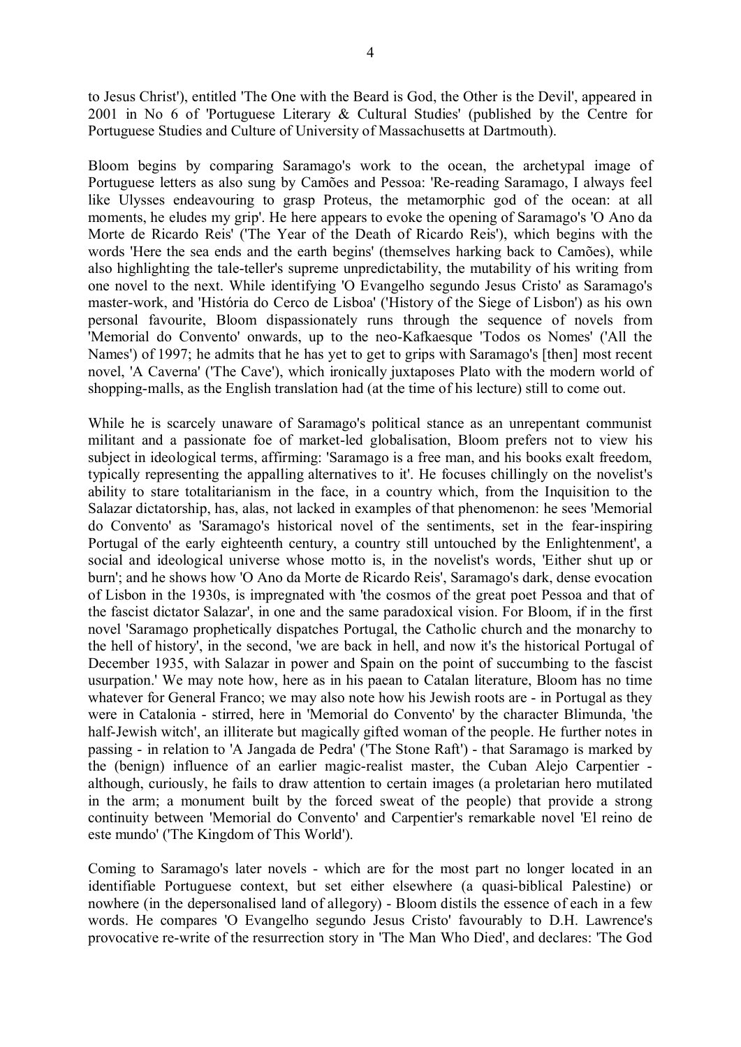to Jesus Christ'), entitled 'The One with the Beard is God, the Other is the Devil', appeared in 2001 in No 6 of 'Portuguese Literary & Cultural Studies' (published by the Centre for Portuguese Studies and Culture of University of Massachusetts at Dartmouth).

Bloom begins by comparing Saramago's work to the ocean, the archetypal image of Portuguese letters as also sung by Camões and Pessoa: 'Re-reading Saramago, I always feel like Ulysses endeavouring to grasp Proteus, the metamorphic god of the ocean: at all moments, he eludes my grip'. He here appears to evoke the opening of Saramago's 'O Ano da Morte de Ricardo Reis' ('The Year of the Death of Ricardo Reis'), which begins with the words 'Here the sea ends and the earth begins' (themselves harking back to Camões), while also highlighting the tale-teller's supreme unpredictability, the mutability of his writing from one novel to the next. While identifying 'O Evangelho segundo Jesus Cristo' as Saramago's master-work, and 'História do Cerco de Lisboa' ('History of the Siege of Lisbon') as his own personal favourite, Bloom dispassionately runs through the sequence of novels from 'Memorial do Convento' onwards, up to the neo-Kafkaesque 'Todos os Nomes' ('All the Names') of 1997; he admits that he has yet to get to grips with Saramago's [then] most recent novel, 'A Caverna' ('The Cave'), which ironically juxtaposes Plato with the modern world of shopping-malls, as the English translation had (at the time of his lecture) still to come out.

While he is scarcely unaware of Saramago's political stance as an unrepentant communist militant and a passionate foe of market-led globalisation, Bloom prefers not to view his subject in ideological terms, affirming: 'Saramago is a free man, and his books exalt freedom, typically representing the appalling alternatives to it'. He focuses chillingly on the novelist's ability to stare totalitarianism in the face, in a country which, from the Inquisition to the Salazar dictatorship, has, alas, not lacked in examples of that phenomenon: he sees 'Memorial do Convento' as 'Saramago's historical novel of the sentiments, set in the fear-inspiring Portugal of the early eighteenth century, a country still untouched by the Enlightenment', a social and ideological universe whose motto is, in the novelist's words, 'Either shut up or burn'; and he shows how 'O Ano da Morte de Ricardo Reis', Saramago's dark, dense evocation of Lisbon in the 1930s, is impregnated with 'the cosmos of the great poet Pessoa and that of the fascist dictator Salazar', in one and the same paradoxical vision. For Bloom, if in the first novel 'Saramago prophetically dispatches Portugal, the Catholic church and the monarchy to the hell of history', in the second, 'we are back in hell, and now it's the historical Portugal of December 1935, with Salazar in power and Spain on the point of succumbing to the fascist usurpation.' We may note how, here as in his paean to Catalan literature, Bloom has no time whatever for General Franco; we may also note how his Jewish roots are - in Portugal as they were in Catalonia - stirred, here in 'Memorial do Convento' by the character Blimunda, 'the half-Jewish witch', an illiterate but magically gifted woman of the people. He further notes in passing - in relation to 'A Jangada de Pedra' ('The Stone Raft') - that Saramago is marked by the (benign) influence of an earlier magic-realist master, the Cuban Alejo Carpentier - although, curiously, he fails to draw attention to certain images (a proletarian hero mutilated in the arm; a monument built by the forced sweat of the people) that provide a strong continuity between 'Memorial do Convento' and Carpentier's remarkable novel 'El reino de este mundo' ('The Kingdom of This World').

Coming to Saramago's later novels - which are for the most part no longer located in an identifiable Portuguese context, but set either elsewhere (a quasi-biblical Palestine) or nowhere (in the depersonalised land of allegory) - Bloom distils the essence of each in a few words. He compares 'O Evangelho segundo Jesus Cristo' favourably to D.H. Lawrence's provocative re-write of the resurrection story in 'The Man Who Died', and declares: 'The God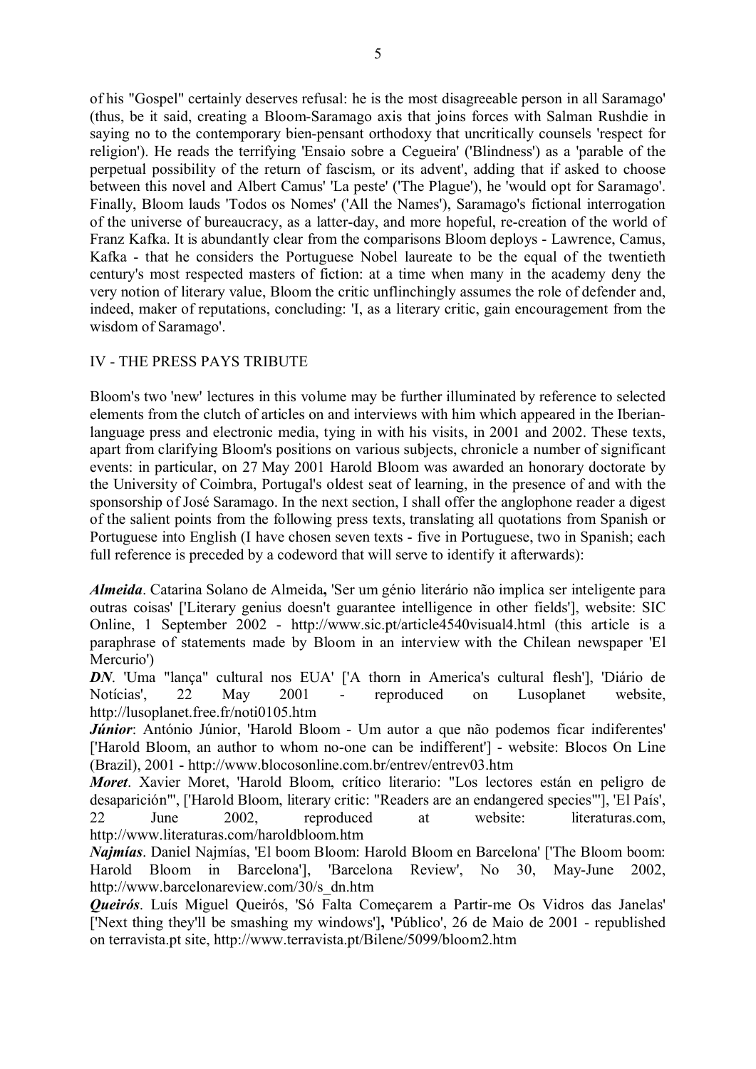of his "Gospel" certainly deserves refusal: he is the most disagreeable person in all Saramago' (thus, be it said, creating a Bloom-Saramago axis that joins forces with Salman Rushdie in saying no to the contemporary bien-pensant orthodoxy that uncritically counsels 'respect for religion'). He reads the terrifying 'Ensaio sobre a Cegueira' ('Blindness') as a 'parable of the perpetual possibility of the return of fascism, or its advent', adding that if asked to choose between this novel and Albert Camus' 'La peste' ('The Plague'), he 'would opt for Saramago'. Finally, Bloom lauds 'Todos os Nomes' ('All the Names'), Saramago's fictional interrogation of the universe of bureaucracy, as a latter-day, and more hopeful, re-creation of the world of Franz Kafka. It is abundantly clear from the comparisons Bloom deploys - Lawrence, Camus, Kafka - that he considers the Portuguese Nobel laureate to be the equal of the twentieth century's most respected masters of fiction: at a time when many in the academy deny the very notion of literary value, Bloom the critic unflinchingly assumes the role of defender and, indeed, maker of reputations, concluding: 'I, as a literary critic, gain encouragement from the wisdom of Saramago'.

## IV - THE PRESS PAYS TRIBUTE

Bloom's two 'new' lectures in this volume may be further illuminated by reference to selected elements from the clutch of articles on and interviews with him which appeared in the Iberian-language press and electronic media, tying in with his visits, in 2001 and 2002. These texts, apart from clarifying Bloom's positions on various subjects, chronicle a number of significant events: in particular, on 27 May 2001 Harold Bloom was awarded an honorary doctorate by the University of Coimbra, Portugal's oldest seat of learning, in the presence of and with the sponsorship of José Saramago. In the next section, I shall offer the anglophone reader a digest of the salient points from the following press texts, translating all quotations from Spanish or Portuguese into English (I have chosen seven texts - five in Portuguese, two in Spanish; each full reference is preceded by a codeword that will serve to identify it afterwards):

***Almeida***. Catarina Solano de Almeida**,** 'Ser um génio literário não implica ser inteligente para outras coisas' ['Literary genius doesn't guarantee intelligence in other fields'], website: SIC Online, 1 September 2002 - http://www.sic.pt/article4540visual4.html (this article is a paraphrase of statements made by Bloom in an interview with the Chilean newspaper 'El Mercurio')

***DN***. 'Uma "lança" cultural nos EUA' ['A thorn in America's cultural flesh'], 'Diário de Notícias', 22 May 2001 - reproduced on Lusoplanet website, http://lusoplanet.free.fr/noti0105.htm

***Júnior***: António Júnior, 'Harold Bloom - Um autor a que não podemos ficar indiferentes' ['Harold Bloom, an author to whom no-one can be indifferent'] - website: Blocos On Line (Brazil), 2001 - http://www.blocosonline.com.br/entrev/entrev03.htm

***Moret***. Xavier Moret, 'Harold Bloom, crítico literario: "Los lectores están en peligro de desaparición"', ['Harold Bloom, literary critic: "Readers are an endangered species"'], 'El País', 22 June 2002, reproduced at website: literaturas.com, http://www.literaturas.com/haroldbloom.htm

***Najmías***. Daniel Najmías, 'El boom Bloom: Harold Bloom en Barcelona' ['The Bloom boom: Harold Bloom in Barcelona'], 'Barcelona Review', No 30, May-June 2002, http://www.barcelonareview.com/30/s_dn.htm

***Queirós***. Luís Miguel Queirós, 'Só Falta Começarem a Partir-me Os Vidros das Janelas' ['Next thing they'll be smashing my windows']**,** 'Público', 26 de Maio de 2001 - republished on terravista.pt site, http://www.terravista.pt/Bilene/5099/bloom2.htm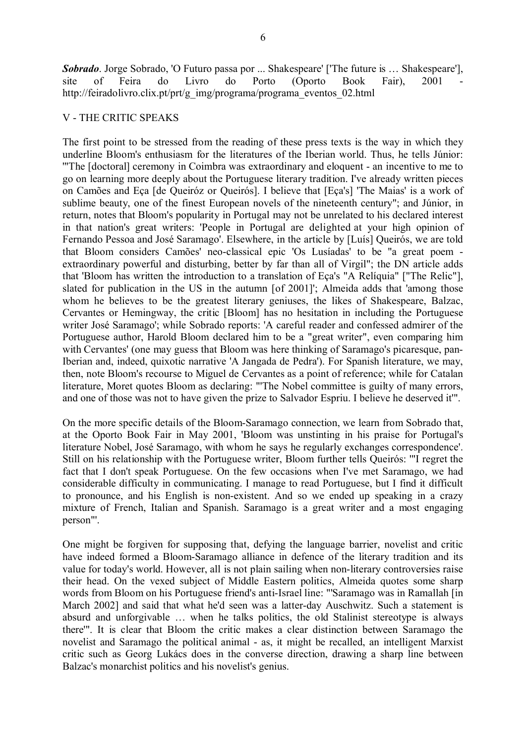***Sobrado***. Jorge Sobrado, 'O Futuro passa por ... Shakespeare' ['The future is … Shakespeare'], site of Feira do Livro do Porto (Oporto Book Fair), 2001 - http://feiradolivro.clix.pt/prt/g_img/programa/programa_eventos_02.html

## V - THE CRITIC SPEAKS

The first point to be stressed from the reading of these press texts is the way in which they underline Bloom's enthusiasm for the literatures of the Iberian world. Thus, he tells Júnior: '"The [doctoral] ceremony in Coimbra was extraordinary and eloquent - an incentive to me to go on learning more deeply about the Portuguese literary tradition. I've already written pieces on Camões and Eça [de Queiróz or Queirós]. I believe that [Eça's] 'The Maias' is a work of sublime beauty, one of the finest European novels of the nineteenth century"; and Júnior, in return, notes that Bloom's popularity in Portugal may not be unrelated to his declared interest in that nation's great writers: 'People in Portugal are delighted at your high opinion of Fernando Pessoa and José Saramago'. Elsewhere, in the article by [Luís] Queirós, we are told that Bloom considers Camões' neo-classical epic 'Os Lusíadas' to be "a great poem - extraordinary powerful and disturbing, better by far than all of Virgil"; the DN article adds that 'Bloom has written the introduction to a translation of Eça's "A Relíquia" ["The Relic"], slated for publication in the US in the autumn [of 2001]'; Almeida adds that 'among those whom he believes to be the greatest literary geniuses, the likes of Shakespeare, Balzac, Cervantes or Hemingway, the critic [Bloom] has no hesitation in including the Portuguese writer José Saramago'; while Sobrado reports: 'A careful reader and confessed admirer of the Portuguese author, Harold Bloom declared him to be a "great writer", even comparing him with Cervantes' (one may guess that Bloom was here thinking of Saramago's picaresque, pan-Iberian and, indeed, quixotic narrative 'A Jangada de Pedra'). For Spanish literature, we may, then, note Bloom's recourse to Miguel de Cervantes as a point of reference; while for Catalan literature, Moret quotes Bloom as declaring: '"The Nobel committee is guilty of many errors, and one of those was not to have given the prize to Salvador Espriu. I believe he deserved it"'.

On the more specific details of the Bloom-Saramago connection, we learn from Sobrado that, at the Oporto Book Fair in May 2001, 'Bloom was unstinting in his praise for Portugal's literature Nobel, José Saramago, with whom he says he regularly exchanges correspondence'. Still on his relationship with the Portuguese writer, Bloom further tells Queirós: '"I regret the fact that I don't speak Portuguese. On the few occasions when I've met Saramago, we had considerable difficulty in communicating. I manage to read Portuguese, but I find it difficult to pronounce, and his English is non-existent. And so we ended up speaking in a crazy mixture of French, Italian and Spanish. Saramago is a great writer and a most engaging person"'.

One might be forgiven for supposing that, defying the language barrier, novelist and critic have indeed formed a Bloom-Saramago alliance in defence of the literary tradition and its value for today's world. However, all is not plain sailing when non-literary controversies raise their head. On the vexed subject of Middle Eastern politics, Almeida quotes some sharp words from Bloom on his Portuguese friend's anti-Israel line: '"Saramago was in Ramallah [in March 2002] and said that what he'd seen was a latter-day Auschwitz. Such a statement is absurd and unforgivable … when he talks politics, the old Stalinist stereotype is always there"'. It is clear that Bloom the critic makes a clear distinction between Saramago the novelist and Saramago the political animal - as, it might be recalled, an intelligent Marxist critic such as Georg Lukács does in the converse direction, drawing a sharp line between Balzac's monarchist politics and his novelist's genius.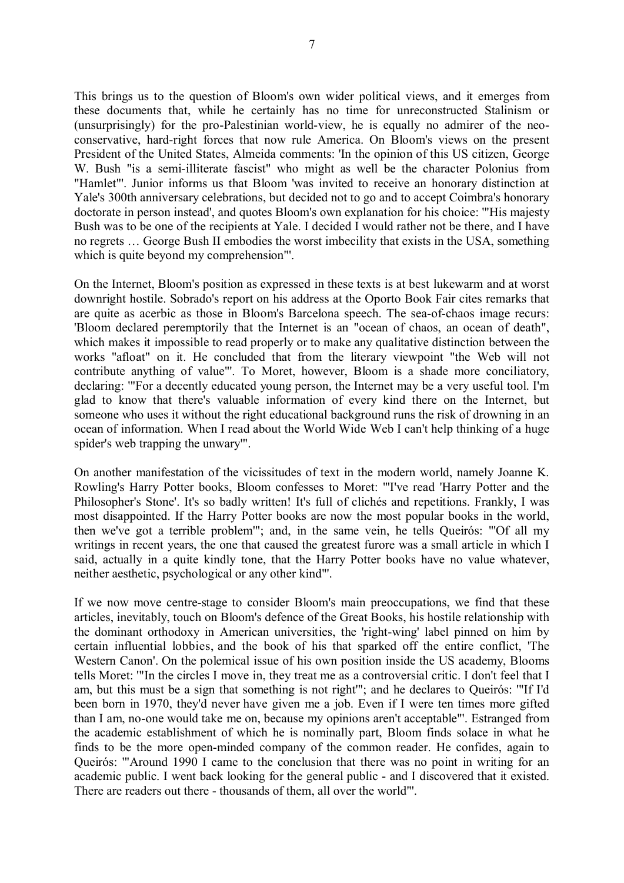This brings us to the question of Bloom's own wider political views, and it emerges from these documents that, while he certainly has no time for unreconstructed Stalinism or (unsurprisingly) for the pro-Palestinian world-view, he is equally no admirer of the neo-conservative, hard-right forces that now rule America. On Bloom's views on the present President of the United States, Almeida comments: 'In the opinion of this US citizen, George W. Bush "is a semi-illiterate fascist" who might as well be the character Polonius from "Hamlet"'. Junior informs us that Bloom 'was invited to receive an honorary distinction at Yale's 300th anniversary celebrations, but decided not to go and to accept Coimbra's honorary doctorate in person instead', and quotes Bloom's own explanation for his choice: '"His majesty Bush was to be one of the recipients at Yale. I decided I would rather not be there, and I have no regrets … George Bush II embodies the worst imbecility that exists in the USA, something which is quite beyond my comprehension"'.

On the Internet, Bloom's position as expressed in these texts is at best lukewarm and at worst downright hostile. Sobrado's report on his address at the Oporto Book Fair cites remarks that are quite as acerbic as those in Bloom's Barcelona speech. The sea-of-chaos image recurs: 'Bloom declared peremptorily that the Internet is an "ocean of chaos, an ocean of death", which makes it impossible to read properly or to make any qualitative distinction between the works "afloat" on it. He concluded that from the literary viewpoint "the Web will not contribute anything of value"'. To Moret, however, Bloom is a shade more conciliatory, declaring: '"For a decently educated young person, the Internet may be a very useful tool. I'm glad to know that there's valuable information of every kind there on the Internet, but someone who uses it without the right educational background runs the risk of drowning in an ocean of information. When I read about the World Wide Web I can't help thinking of a huge spider's web trapping the unwary"'.

On another manifestation of the vicissitudes of text in the modern world, namely Joanne K. Rowling's Harry Potter books, Bloom confesses to Moret: '"I've read 'Harry Potter and the Philosopher's Stone'. It's so badly written! It's full of clichés and repetitions. Frankly, I was most disappointed. If the Harry Potter books are now the most popular books in the world, then we've got a terrible problem"'; and, in the same vein, he tells Queirós: '"Of all my writings in recent years, the one that caused the greatest furore was a small article in which I said, actually in a quite kindly tone, that the Harry Potter books have no value whatever, neither aesthetic, psychological or any other kind"'.

If we now move centre-stage to consider Bloom's main preoccupations, we find that these articles, inevitably, touch on Bloom's defence of the Great Books, his hostile relationship with the dominant orthodoxy in American universities, the 'right-wing' label pinned on him by certain influential lobbies, and the book of his that sparked off the entire conflict, 'The Western Canon'. On the polemical issue of his own position inside the US academy, Blooms tells Moret: '"In the circles I move in, they treat me as a controversial critic. I don't feel that I am, but this must be a sign that something is not right"'; and he declares to Queirós: '"If I'd been born in 1970, they'd never have given me a job. Even if I were ten times more gifted than I am, no-one would take me on, because my opinions aren't acceptable"'. Estranged from the academic establishment of which he is nominally part, Bloom finds solace in what he finds to be the more open-minded company of the common reader. He confides, again to Queirós: '"Around 1990 I came to the conclusion that there was no point in writing for an academic public. I went back looking for the general public - and I discovered that it existed. There are readers out there - thousands of them, all over the world"'.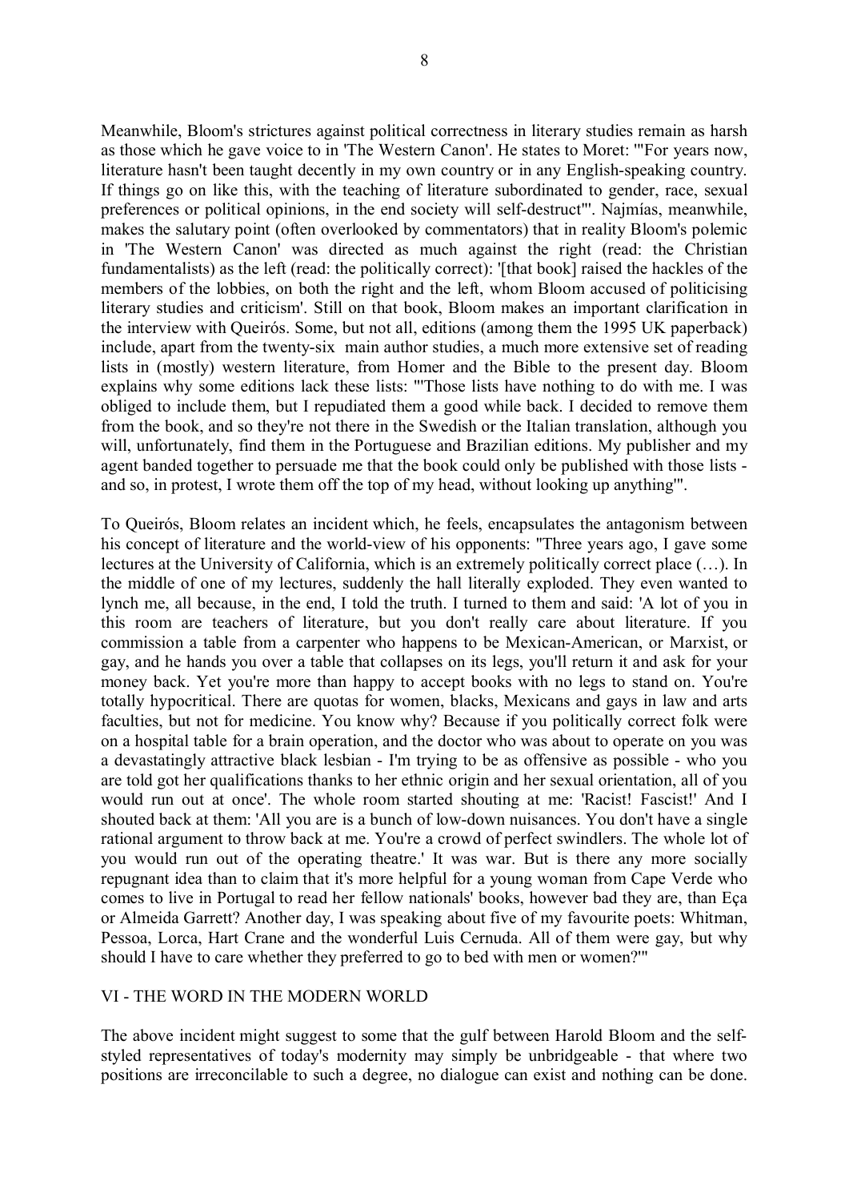Meanwhile, Bloom's strictures against political correctness in literary studies remain as harsh as those which he gave voice to in 'The Western Canon'. He states to Moret: '"For years now, literature hasn't been taught decently in my own country or in any English-speaking country. If things go on like this, with the teaching of literature subordinated to gender, race, sexual preferences or political opinions, in the end society will self-destruct"'. Najmías, meanwhile, makes the salutary point (often overlooked by commentators) that in reality Bloom's polemic in 'The Western Canon' was directed as much against the right (read: the Christian fundamentalists) as the left (read: the politically correct): '[that book] raised the hackles of the members of the lobbies, on both the right and the left, whom Bloom accused of politicising literary studies and criticism'. Still on that book, Bloom makes an important clarification in the interview with Queirós. Some, but not all, editions (among them the 1995 UK paperback) include, apart from the twenty-six main author studies, a much more extensive set of reading lists in (mostly) western literature, from Homer and the Bible to the present day. Bloom explains why some editions lack these lists: '"Those lists have nothing to do with me. I was obliged to include them, but I repudiated them a good while back. I decided to remove them from the book, and so they're not there in the Swedish or the Italian translation, although you will, unfortunately, find them in the Portuguese and Brazilian editions. My publisher and my agent banded together to persuade me that the book could only be published with those lists - and so, in protest, I wrote them off the top of my head, without looking up anything"'.

To Queirós, Bloom relates an incident which, he feels, encapsulates the antagonism between his concept of literature and the world-view of his opponents: "Three years ago, I gave some lectures at the University of California, which is an extremely politically correct place (…). In the middle of one of my lectures, suddenly the hall literally exploded. They even wanted to lynch me, all because, in the end, I told the truth. I turned to them and said: 'A lot of you in this room are teachers of literature, but you don't really care about literature. If you commission a table from a carpenter who happens to be Mexican-American, or Marxist, or gay, and he hands you over a table that collapses on its legs, you'll return it and ask for your money back. Yet you're more than happy to accept books with no legs to stand on. You're totally hypocritical. There are quotas for women, blacks, Mexicans and gays in law and arts faculties, but not for medicine. You know why? Because if you politically correct folk were on a hospital table for a brain operation, and the doctor who was about to operate on you was a devastatingly attractive black lesbian - I'm trying to be as offensive as possible - who you are told got her qualifications thanks to her ethnic origin and her sexual orientation, all of you would run out at once'. The whole room started shouting at me: 'Racist! Fascist!' And I shouted back at them: 'All you are is a bunch of low-down nuisances. You don't have a single rational argument to throw back at me. You're a crowd of perfect swindlers. The whole lot of you would run out of the operating theatre.' It was war. But is there any more socially repugnant idea than to claim that it's more helpful for a young woman from Cape Verde who comes to live in Portugal to read her fellow nationals' books, however bad they are, than Eça or Almeida Garrett? Another day, I was speaking about five of my favourite poets: Whitman, Pessoa, Lorca, Hart Crane and the wonderful Luis Cernuda. All of them were gay, but why should I have to care whether they preferred to go to bed with men or women?'"

## VI - THE WORD IN THE MODERN WORLD

The above incident might suggest to some that the gulf between Harold Bloom and the self-styled representatives of today's modernity may simply be unbridgeable - that where two positions are irreconcilable to such a degree, no dialogue can exist and nothing can be done.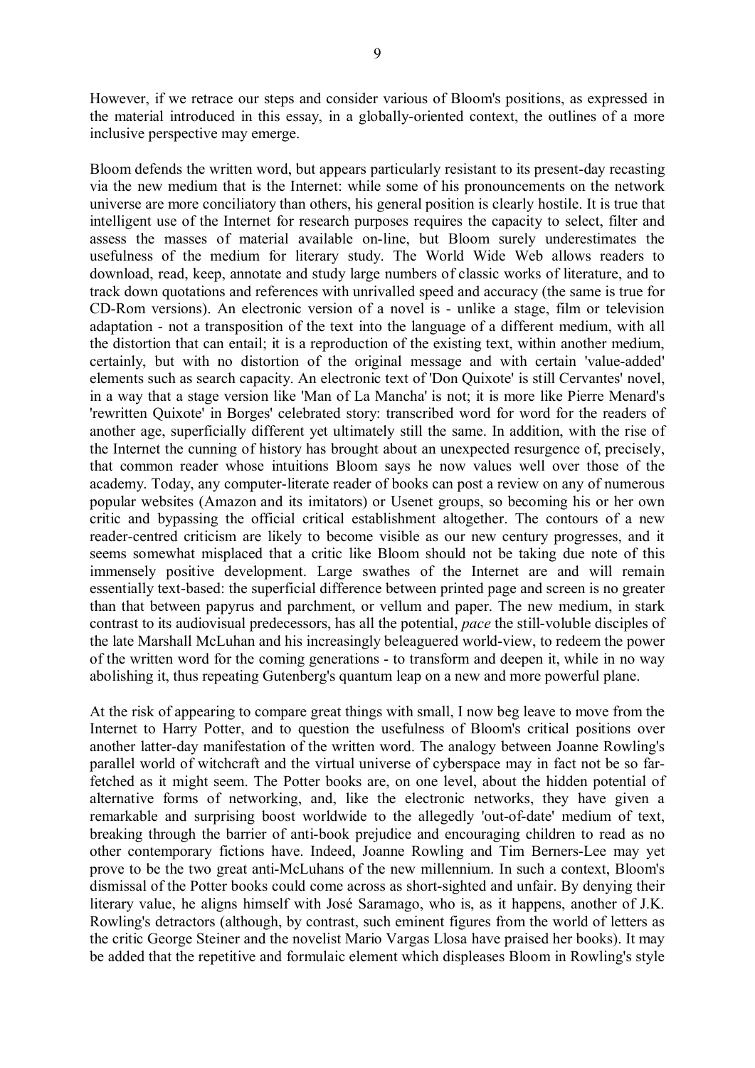However, if we retrace our steps and consider various of Bloom's positions, as expressed in the material introduced in this essay, in a globally-oriented context, the outlines of a more inclusive perspective may emerge.

Bloom defends the written word, but appears particularly resistant to its present-day recasting via the new medium that is the Internet: while some of his pronouncements on the network universe are more conciliatory than others, his general position is clearly hostile. It is true that intelligent use of the Internet for research purposes requires the capacity to select, filter and assess the masses of material available on-line, but Bloom surely underestimates the usefulness of the medium for literary study. The World Wide Web allows readers to download, read, keep, annotate and study large numbers of classic works of literature, and to track down quotations and references with unrivalled speed and accuracy (the same is true for CD-Rom versions). An electronic version of a novel is - unlike a stage, film or television adaptation - not a transposition of the text into the language of a different medium, with all the distortion that can entail; it is a reproduction of the existing text, within another medium, certainly, but with no distortion of the original message and with certain 'value-added' elements such as search capacity. An electronic text of 'Don Quixote' is still Cervantes' novel, in a way that a stage version like 'Man of La Mancha' is not; it is more like Pierre Menard's 'rewritten Quixote' in Borges' celebrated story: transcribed word for word for the readers of another age, superficially different yet ultimately still the same. In addition, with the rise of the Internet the cunning of history has brought about an unexpected resurgence of, precisely, that common reader whose intuitions Bloom says he now values well over those of the academy. Today, any computer-literate reader of books can post a review on any of numerous popular websites (Amazon and its imitators) or Usenet groups, so becoming his or her own critic and bypassing the official critical establishment altogether. The contours of a new reader-centred criticism are likely to become visible as our new century progresses, and it seems somewhat misplaced that a critic like Bloom should not be taking due note of this immensely positive development. Large swathes of the Internet are and will remain essentially text-based: the superficial difference between printed page and screen is no greater than that between papyrus and parchment, or vellum and paper. The new medium, in stark contrast to its audiovisual predecessors, has all the potential, *pace* the still-voluble disciples of the late Marshall McLuhan and his increasingly beleaguered world-view, to redeem the power of the written word for the coming generations - to transform and deepen it, while in no way abolishing it, thus repeating Gutenberg's quantum leap on a new and more powerful plane.

At the risk of appearing to compare great things with small, I now beg leave to move from the Internet to Harry Potter, and to question the usefulness of Bloom's critical positions over another latter-day manifestation of the written word. The analogy between Joanne Rowling's parallel world of witchcraft and the virtual universe of cyberspace may in fact not be so far-fetched as it might seem. The Potter books are, on one level, about the hidden potential of alternative forms of networking, and, like the electronic networks, they have given a remarkable and surprising boost worldwide to the allegedly 'out-of-date' medium of text, breaking through the barrier of anti-book prejudice and encouraging children to read as no other contemporary fictions have. Indeed, Joanne Rowling and Tim Berners-Lee may yet prove to be the two great anti-McLuhans of the new millennium. In such a context, Bloom's dismissal of the Potter books could come across as short-sighted and unfair. By denying their literary value, he aligns himself with José Saramago, who is, as it happens, another of J.K. Rowling's detractors (although, by contrast, such eminent figures from the world of letters as the critic George Steiner and the novelist Mario Vargas Llosa have praised her books). It may be added that the repetitive and formulaic element which displeases Bloom in Rowling's style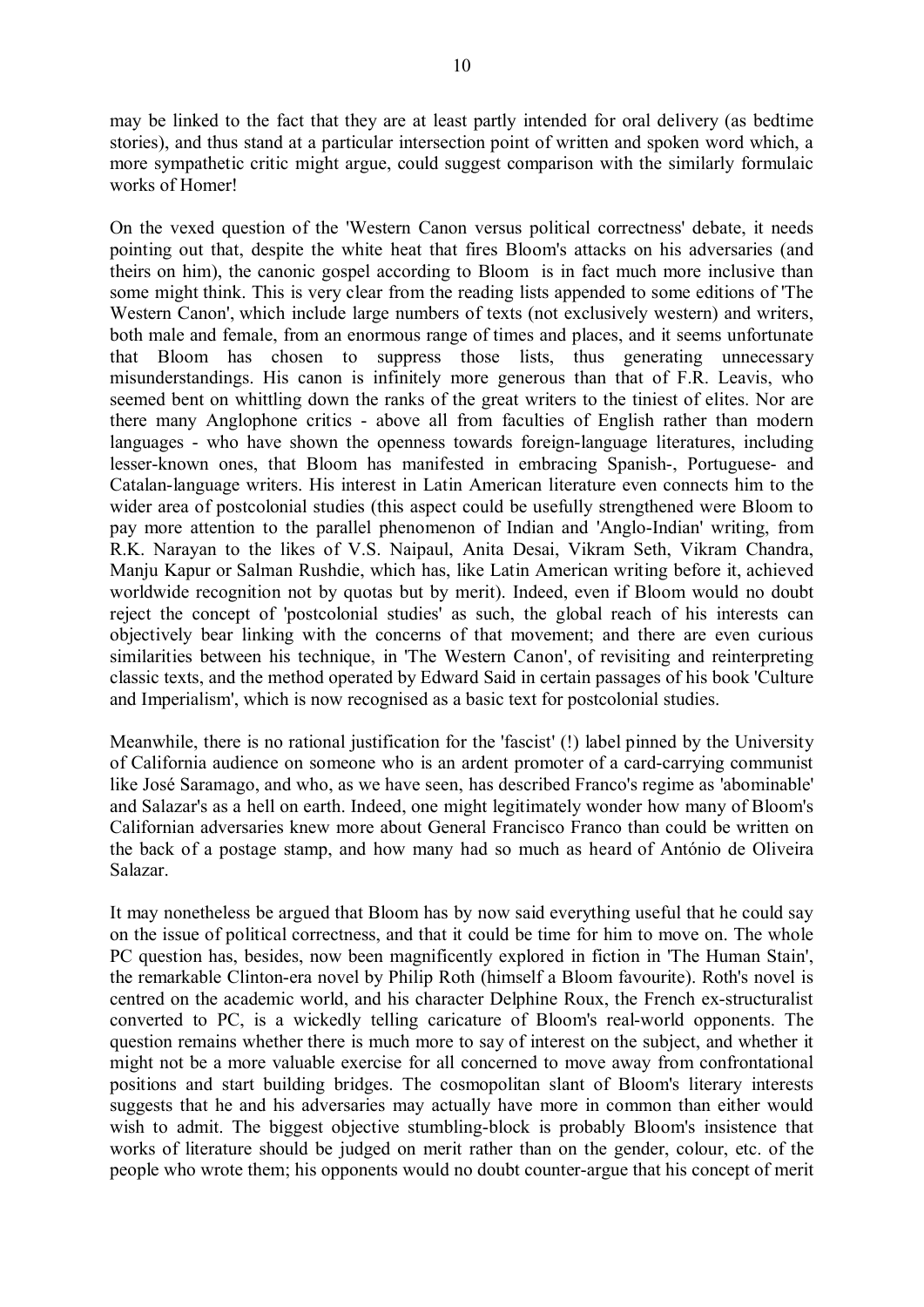may be linked to the fact that they are at least partly intended for oral delivery (as bedtime stories), and thus stand at a particular intersection point of written and spoken word which, a more sympathetic critic might argue, could suggest comparison with the similarly formulaic works of Homer!

On the vexed question of the 'Western Canon versus political correctness' debate, it needs pointing out that, despite the white heat that fires Bloom's attacks on his adversaries (and theirs on him), the canonic gospel according to Bloom is in fact much more inclusive than some might think. This is very clear from the reading lists appended to some editions of 'The Western Canon', which include large numbers of texts (not exclusively western) and writers, both male and female, from an enormous range of times and places, and it seems unfortunate that Bloom has chosen to suppress those lists, thus generating unnecessary misunderstandings. His canon is infinitely more generous than that of F.R. Leavis, who seemed bent on whittling down the ranks of the great writers to the tiniest of elites. Nor are there many Anglophone critics - above all from faculties of English rather than modern languages - who have shown the openness towards foreign-language literatures, including lesser-known ones, that Bloom has manifested in embracing Spanish-, Portuguese- and Catalan-language writers. His interest in Latin American literature even connects him to the wider area of postcolonial studies (this aspect could be usefully strengthened were Bloom to pay more attention to the parallel phenomenon of Indian and 'Anglo-Indian' writing, from R.K. Narayan to the likes of V.S. Naipaul, Anita Desai, Vikram Seth, Vikram Chandra, Manju Kapur or Salman Rushdie, which has, like Latin American writing before it, achieved worldwide recognition not by quotas but by merit). Indeed, even if Bloom would no doubt reject the concept of 'postcolonial studies' as such, the global reach of his interests can objectively bear linking with the concerns of that movement; and there are even curious similarities between his technique, in 'The Western Canon', of revisiting and reinterpreting classic texts, and the method operated by Edward Said in certain passages of his book 'Culture and Imperialism', which is now recognised as a basic text for postcolonial studies.

Meanwhile, there is no rational justification for the 'fascist' (!) label pinned by the University of California audience on someone who is an ardent promoter of a card-carrying communist like José Saramago, and who, as we have seen, has described Franco's regime as 'abominable' and Salazar's as a hell on earth. Indeed, one might legitimately wonder how many of Bloom's Californian adversaries knew more about General Francisco Franco than could be written on the back of a postage stamp, and how many had so much as heard of António de Oliveira Salazar.

It may nonetheless be argued that Bloom has by now said everything useful that he could say on the issue of political correctness, and that it could be time for him to move on. The whole PC question has, besides, now been magnificently explored in fiction in 'The Human Stain', the remarkable Clinton-era novel by Philip Roth (himself a Bloom favourite). Roth's novel is centred on the academic world, and his character Delphine Roux, the French ex-structuralist converted to PC, is a wickedly telling caricature of Bloom's real-world opponents. The question remains whether there is much more to say of interest on the subject, and whether it might not be a more valuable exercise for all concerned to move away from confrontational positions and start building bridges. The cosmopolitan slant of Bloom's literary interests suggests that he and his adversaries may actually have more in common than either would wish to admit. The biggest objective stumbling-block is probably Bloom's insistence that works of literature should be judged on merit rather than on the gender, colour, etc. of the people who wrote them; his opponents would no doubt counter-argue that his concept of merit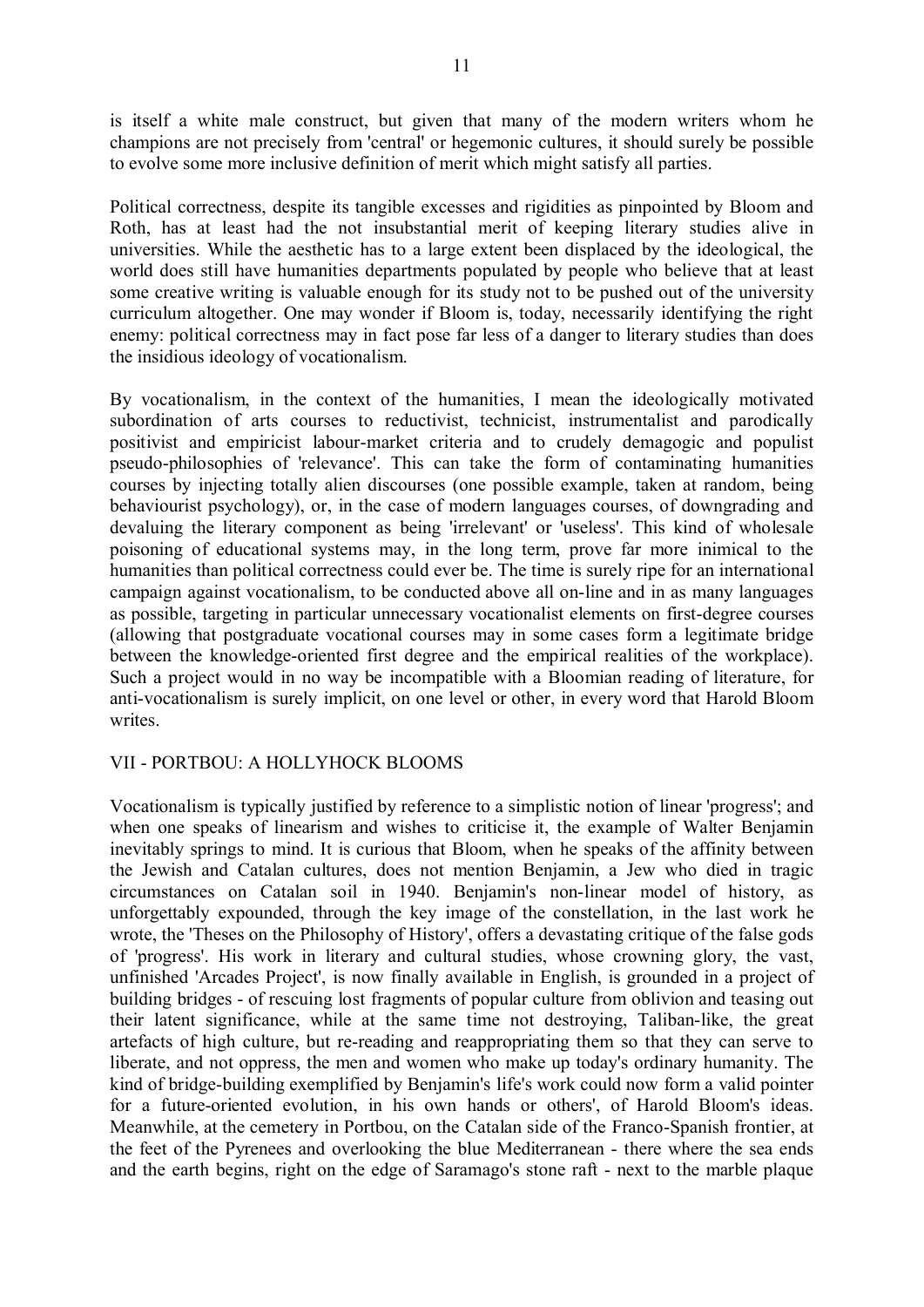is itself a white male construct, but given that many of the modern writers whom he champions are not precisely from 'central' or hegemonic cultures, it should surely be possible to evolve some more inclusive definition of merit which might satisfy all parties.

Political correctness, despite its tangible excesses and rigidities as pinpointed by Bloom and Roth, has at least had the not insubstantial merit of keeping literary studies alive in universities. While the aesthetic has to a large extent been displaced by the ideological, the world does still have humanities departments populated by people who believe that at least some creative writing is valuable enough for its study not to be pushed out of the university curriculum altogether. One may wonder if Bloom is, today, necessarily identifying the right enemy: political correctness may in fact pose far less of a danger to literary studies than does the insidious ideology of vocationalism.

By vocationalism, in the context of the humanities, I mean the ideologically motivated subordination of arts courses to reductivist, technicist, instrumentalist and parodically positivist and empiricist labour-market criteria and to crudely demagogic and populist pseudo-philosophies of 'relevance'. This can take the form of contaminating humanities courses by injecting totally alien discourses (one possible example, taken at random, being behaviourist psychology), or, in the case of modern languages courses, of downgrading and devaluing the literary component as being 'irrelevant' or 'useless'. This kind of wholesale poisoning of educational systems may, in the long term, prove far more inimical to the humanities than political correctness could ever be. The time is surely ripe for an international campaign against vocationalism, to be conducted above all on-line and in as many languages as possible, targeting in particular unnecessary vocationalist elements on first-degree courses (allowing that postgraduate vocational courses may in some cases form a legitimate bridge between the knowledge-oriented first degree and the empirical realities of the workplace). Such a project would in no way be incompatible with a Bloomian reading of literature, for anti-vocationalism is surely implicit, on one level or other, in every word that Harold Bloom writes.

## VII - PORTBOU: A HOLLYHOCK BLOOMS

Vocationalism is typically justified by reference to a simplistic notion of linear 'progress'; and when one speaks of linearism and wishes to criticise it, the example of Walter Benjamin inevitably springs to mind. It is curious that Bloom, when he speaks of the affinity between the Jewish and Catalan cultures, does not mention Benjamin, a Jew who died in tragic circumstances on Catalan soil in 1940. Benjamin's non-linear model of history, as unforgettably expounded, through the key image of the constellation, in the last work he wrote, the 'Theses on the Philosophy of History', offers a devastating critique of the false gods of 'progress'. His work in literary and cultural studies, whose crowning glory, the vast, unfinished 'Arcades Project', is now finally available in English, is grounded in a project of building bridges - of rescuing lost fragments of popular culture from oblivion and teasing out their latent significance, while at the same time not destroying, Taliban-like, the great artefacts of high culture, but re-reading and reappropriating them so that they can serve to liberate, and not oppress, the men and women who make up today's ordinary humanity. The kind of bridge-building exemplified by Benjamin's life's work could now form a valid pointer for a future-oriented evolution, in his own hands or others', of Harold Bloom's ideas. Meanwhile, at the cemetery in Portbou, on the Catalan side of the Franco-Spanish frontier, at the feet of the Pyrenees and overlooking the blue Mediterranean - there where the sea ends and the earth begins, right on the edge of Saramago's stone raft - next to the marble plaque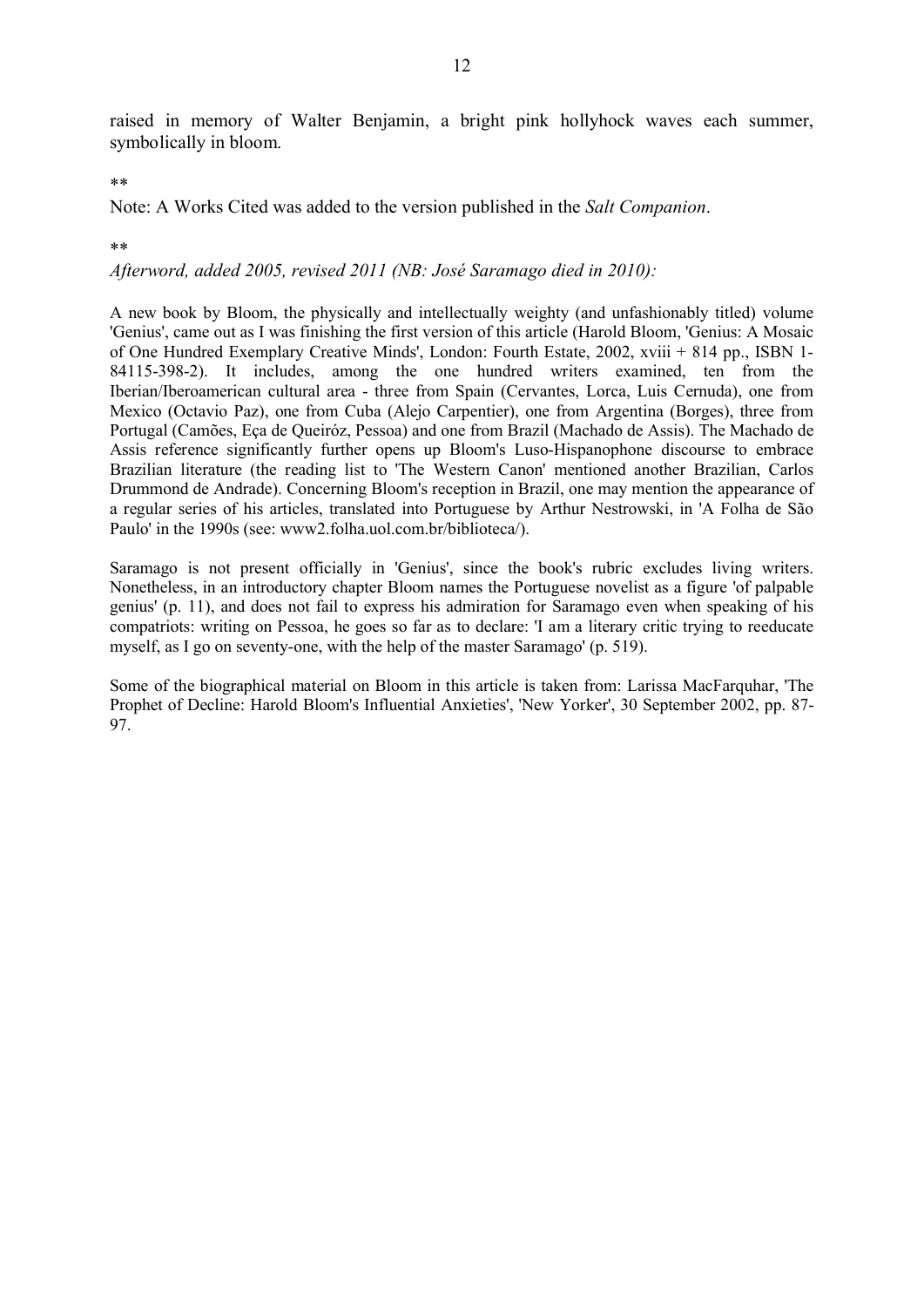raised in memory of Walter Benjamin, a bright pink hollyhock waves each summer, symbolically in bloom.

**

Note: A Works Cited was added to the version published in the *Salt Companion*.

**

*Afterword, added 2005, revised 2011 (NB: José Saramago died in 2010):*

A new book by Bloom, the physically and intellectually weighty (and unfashionably titled) volume 'Genius', came out as I was finishing the first version of this article (Harold Bloom, 'Genius: A Mosaic of One Hundred Exemplary Creative Minds', London: Fourth Estate, 2002, xviii + 814 pp., ISBN 1-84115-398-2). It includes, among the one hundred writers examined, ten from the Iberian/Iberoamerican cultural area - three from Spain (Cervantes, Lorca, Luis Cernuda), one from Mexico (Octavio Paz), one from Cuba (Alejo Carpentier), one from Argentina (Borges), three from Portugal (Camões, Eça de Queiróz, Pessoa) and one from Brazil (Machado de Assis). The Machado de Assis reference significantly further opens up Bloom's Luso-Hispanophone discourse to embrace Brazilian literature (the reading list to 'The Western Canon' mentioned another Brazilian, Carlos Drummond de Andrade). Concerning Bloom's reception in Brazil, one may mention the appearance of a regular series of his articles, translated into Portuguese by Arthur Nestrowski, in 'A Folha de São Paulo' in the 1990s (see: www2.folha.uol.com.br/biblioteca/).

Saramago is not present officially in 'Genius', since the book's rubric excludes living writers. Nonetheless, in an introductory chapter Bloom names the Portuguese novelist as a figure 'of palpable genius' (p. 11), and does not fail to express his admiration for Saramago even when speaking of his compatriots: writing on Pessoa, he goes so far as to declare: 'I am a literary critic trying to reeducate myself, as I go on seventy-one, with the help of the master Saramago' (p. 519).

Some of the biographical material on Bloom in this article is taken from: Larissa MacFarquhar, 'The Prophet of Decline: Harold Bloom's Influential Anxieties', 'New Yorker', 30 September 2002, pp. 87-97.